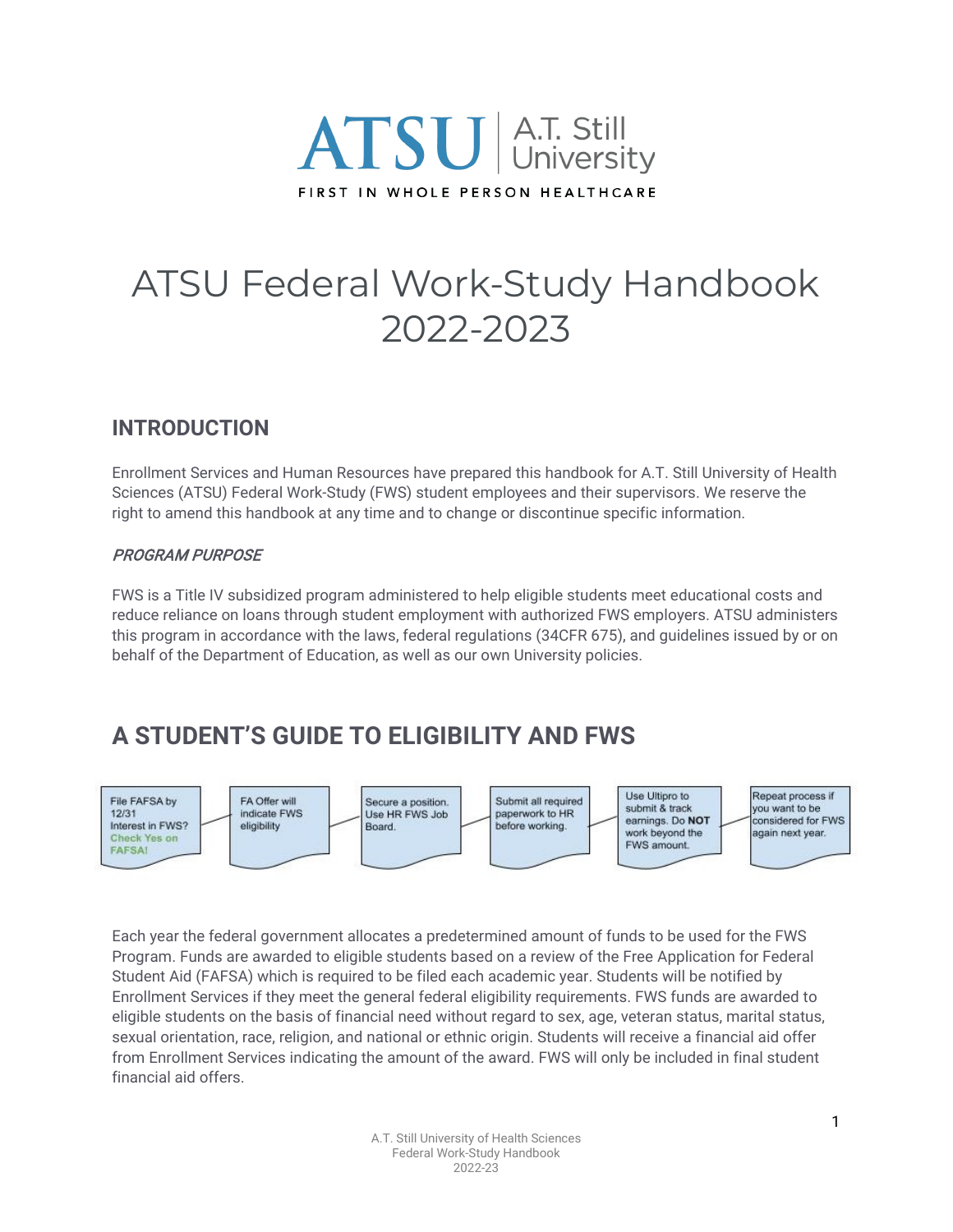ATSU | A.T. Still University

FIRST IN WHOLE PERSON HEALTHCARE

# ATSU Federal Work-Study Handbook 2022-2023

## INTRODUCTION

Enrollment Services and Human Resources have prepared this handbook for A.T. Still University of Health Sciences (ATSU) Federal Work-Study (FWS) student employees and their supervisors. We reserve the right to amend this handbook at any time and to change or discontinue specific information.

### *PROGRAM PURPOSE*

FWS is a Title IV subsidized program administered to help eligible students meet educational costs and reduce reliance on loans through student employment with authorized FWS employers. ATSU administers this program in accordance with the laws, federal regulations (34CFR 675), and guidelines issued by or on behalf of the Department of Education, as well as our own University policies.

## A STUDENT'S GUIDE TO ELIGIBILITY AND FWS

1. File FAFSA by 12/31 Interest in FWS? Check Yes on FAFSA!
2. FA Offer will indicate FWS eligibility
3. Secure a position. Use HR FWS Job Board.
4. Submit all required paperwork to HR before working.
5. Use Ultipro to submit & track earnings. Do **NOT** work beyond the FWS amount.
6. Repeat process if you want to be considered for FWS again next year.

Each year the federal government allocates a predetermined amount of funds to be used for the FWS Program. Funds are awarded to eligible students based on a review of the Free Application for Federal Student Aid (FAFSA) which is required to be filed each academic year. Students will be notified by Enrollment Services if they meet the general federal eligibility requirements. FWS funds are awarded to eligible students on the basis of financial need without regard to sex, age, veteran status, marital status, sexual orientation, race, religion, and national or ethnic origin. Students will receive a financial aid offer from Enrollment Services indicating the amount of the award. FWS will only be included in final student financial aid offers.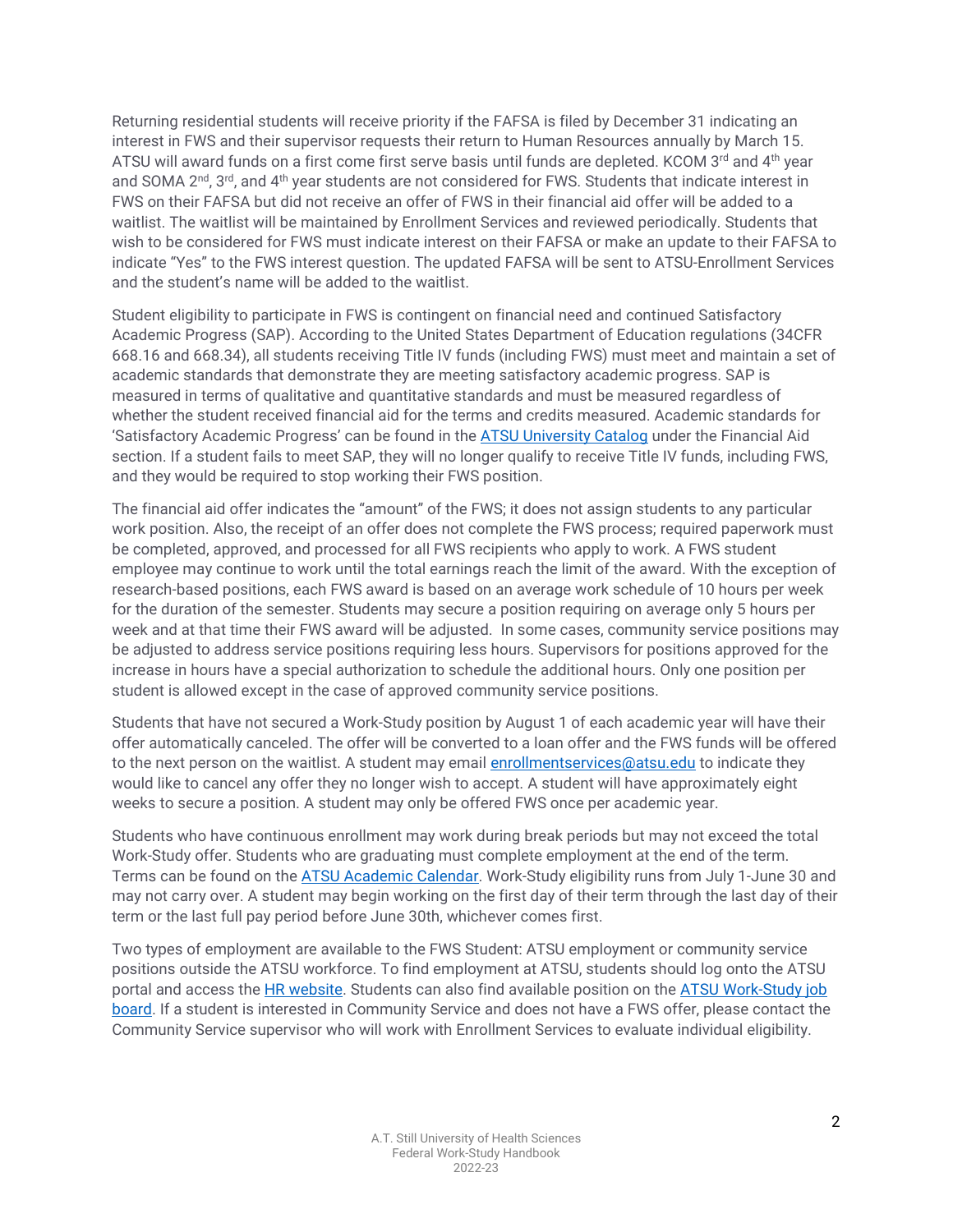Returning residential students will receive priority if the FAFSA is filed by December 31 indicating an interest in FWS and their supervisor requests their return to Human Resources annually by March 15. ATSU will award funds on a first come first serve basis until funds are depleted. KCOM 3rd and 4th year and SOMA 2nd, 3rd, and 4th year students are not considered for FWS. Students that indicate interest in FWS on their FAFSA but did not receive an offer of FWS in their financial aid offer will be added to a waitlist. The waitlist will be maintained by Enrollment Services and reviewed periodically. Students that wish to be considered for FWS must indicate interest on their FAFSA or make an update to their FAFSA to indicate "Yes" to the FWS interest question. The updated FAFSA will be sent to ATSU-Enrollment Services and the student's name will be added to the waitlist.

Student eligibility to participate in FWS is contingent on financial need and continued Satisfactory Academic Progress (SAP). According to the United States Department of Education regulations (34CFR 668.16 and 668.34), all students receiving Title IV funds (including FWS) must meet and maintain a set of academic standards that demonstrate they are meeting satisfactory academic progress. SAP is measured in terms of qualitative and quantitative standards and must be measured regardless of whether the student received financial aid for the terms and credits measured. Academic standards for 'Satisfactory Academic Progress' can be found in the [ATSU University Catalog](ATSU University Catalog) under the Financial Aid section. If a student fails to meet SAP, they will no longer qualify to receive Title IV funds, including FWS, and they would be required to stop working their FWS position.

The financial aid offer indicates the "amount" of the FWS; it does not assign students to any particular work position. Also, the receipt of an offer does not complete the FWS process; required paperwork must be completed, approved, and processed for all FWS recipients who apply to work. A FWS student employee may continue to work until the total earnings reach the limit of the award. With the exception of research-based positions, each FWS award is based on an average work schedule of 10 hours per week for the duration of the semester. Students may secure a position requiring on average only 5 hours per week and at that time their FWS award will be adjusted. In some cases, community service positions may be adjusted to address service positions requiring less hours. Supervisors for positions approved for the increase in hours have a special authorization to schedule the additional hours. Only one position per student is allowed except in the case of approved community service positions.

Students that have not secured a Work-Study position by August 1 of each academic year will have their offer automatically canceled. The offer will be converted to a loan offer and the FWS funds will be offered to the next person on the waitlist. A student may email enrollmentservices@atsu.edu to indicate they would like to cancel any offer they no longer wish to accept. A student will have approximately eight weeks to secure a position. A student may only be offered FWS once per academic year.

Students who have continuous enrollment may work during break periods but may not exceed the total Work-Study offer. Students who are graduating must complete employment at the end of the term. Terms can be found on the ATSU Academic Calendar. Work-Study eligibility runs from July 1-June 30 and may not carry over. A student may begin working on the first day of their term through the last day of their term or the last full pay period before June 30th, whichever comes first.

Two types of employment are available to the FWS Student: ATSU employment or community service positions outside the ATSU workforce. To find employment at ATSU, students should log onto the ATSU portal and access the HR website. Students can also find available position on the ATSU Work-Study job board. If a student is interested in Community Service and does not have a FWS offer, please contact the Community Service supervisor who will work with Enrollment Services to evaluate individual eligibility.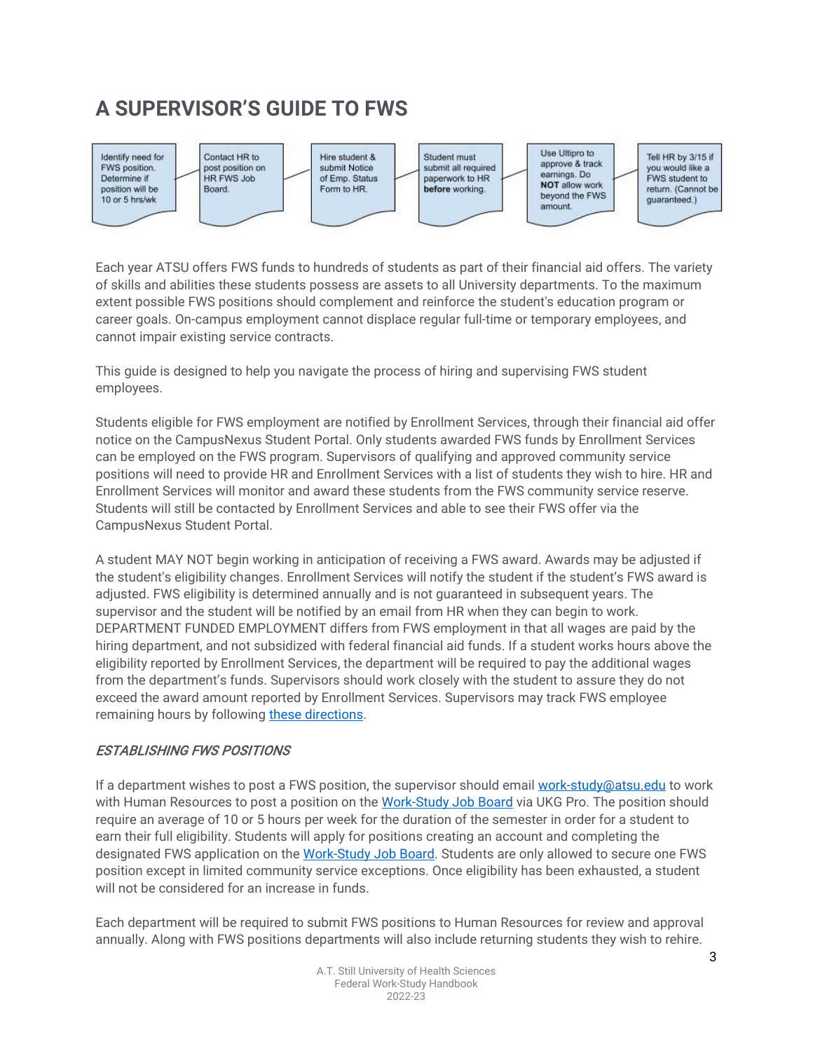# A SUPERVISOR'S GUIDE TO FWS

Identify need for FWS position. Determine if position will be 10 or 5 hrs/wk → Contact HR to post position on HR FWS Job Board. → Hire student & submit Notice of Emp. Status Form to HR. → Student must submit all required paperwork to HR **before** working. → Use Ultipro to approve & track earnings. Do **NOT** allow work beyond the FWS amount. → Tell HR by 3/15 if you would like a FWS student to return. (Cannot be guaranteed.)

Each year ATSU offers FWS funds to hundreds of students as part of their financial aid offers. The variety of skills and abilities these students possess are assets to all University departments. To the maximum extent possible FWS positions should complement and reinforce the student's education program or career goals. On-campus employment cannot displace regular full-time or temporary employees, and cannot impair existing service contracts.

This guide is designed to help you navigate the process of hiring and supervising FWS student employees.

Students eligible for FWS employment are notified by Enrollment Services, through their financial aid offer notice on the CampusNexus Student Portal. Only students awarded FWS funds by Enrollment Services can be employed on the FWS program. Supervisors of qualifying and approved community service positions will need to provide HR and Enrollment Services with a list of students they wish to hire. HR and Enrollment Services will monitor and award these students from the FWS community service reserve. Students will still be contacted by Enrollment Services and able to see their FWS offer via the CampusNexus Student Portal.

A student MAY NOT begin working in anticipation of receiving a FWS award. Awards may be adjusted if the student's eligibility changes. Enrollment Services will notify the student if the student's FWS award is adjusted. FWS eligibility is determined annually and is not guaranteed in subsequent years. The supervisor and the student will be notified by an email from HR when they can begin to work. DEPARTMENT FUNDED EMPLOYMENT differs from FWS employment in that all wages are paid by the hiring department, and not subsidized with federal financial aid funds. If a student works hours above the eligibility reported by Enrollment Services, the department will be required to pay the additional wages from the department's funds. Supervisors should work closely with the student to assure they do not exceed the award amount reported by Enrollment Services. Supervisors may track FWS employee remaining hours by following these directions.

### *ESTABLISHING FWS POSITIONS*

If a department wishes to post a FWS position, the supervisor should email work-study@atsu.edu to work with Human Resources to post a position on the Work-Study Job Board via UKG Pro. The position should require an average of 10 or 5 hours per week for the duration of the semester in order for a student to earn their full eligibility. Students will apply for positions creating an account and completing the designated FWS application on the Work-Study Job Board. Students are only allowed to secure one FWS position except in limited community service exceptions. Once eligibility has been exhausted, a student will not be considered for an increase in funds.

Each department will be required to submit FWS positions to Human Resources for review and approval annually. Along with FWS positions departments will also include returning students they wish to rehire.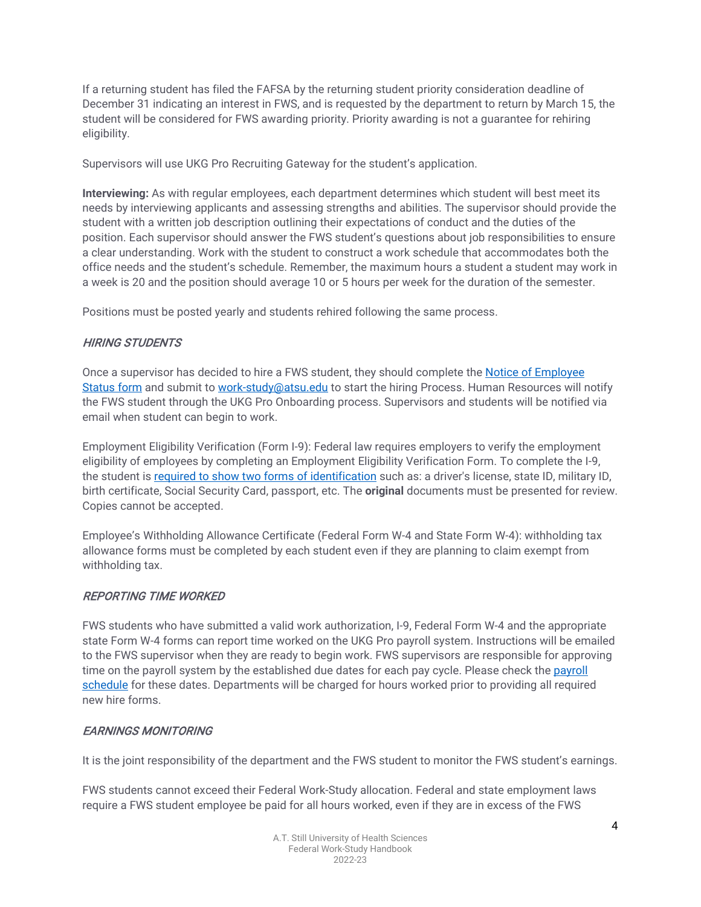If a returning student has filed the FAFSA by the returning student priority consideration deadline of December 31 indicating an interest in FWS, and is requested by the department to return by March 15, the student will be considered for FWS awarding priority. Priority awarding is not a guarantee for rehiring eligibility.

Supervisors will use UKG Pro Recruiting Gateway for the student's application.

**Interviewing:** As with regular employees, each department determines which student will best meet its needs by interviewing applicants and assessing strengths and abilities. The supervisor should provide the student with a written job description outlining their expectations of conduct and the duties of the position. Each supervisor should answer the FWS student's questions about job responsibilities to ensure a clear understanding. Work with the student to construct a work schedule that accommodates both the office needs and the student's schedule. Remember, the maximum hours a student a student may work in a week is 20 and the position should average 10 or 5 hours per week for the duration of the semester.

Positions must be posted yearly and students rehired following the same process.

### *HIRING STUDENTS*

Once a supervisor has decided to hire a FWS student, they should complete the Notice of Employee Status form and submit to work-study@atsu.edu to start the hiring Process. Human Resources will notify the FWS student through the UKG Pro Onboarding process. Supervisors and students will be notified via email when student can begin to work.

Employment Eligibility Verification (Form I-9): Federal law requires employers to verify the employment eligibility of employees by completing an Employment Eligibility Verification Form. To complete the I-9, the student is required to show two forms of identification such as: a driver's license, state ID, military ID, birth certificate, Social Security Card, passport, etc. The **original** documents must be presented for review. Copies cannot be accepted.

Employee's Withholding Allowance Certificate (Federal Form W-4 and State Form W-4): withholding tax allowance forms must be completed by each student even if they are planning to claim exempt from withholding tax.

### *REPORTING TIME WORKED*

FWS students who have submitted a valid work authorization, I-9, Federal Form W-4 and the appropriate state Form W-4 forms can report time worked on the UKG Pro payroll system. Instructions will be emailed to the FWS supervisor when they are ready to begin work. FWS supervisors are responsible for approving time on the payroll system by the established due dates for each pay cycle. Please check the payroll schedule for these dates. Departments will be charged for hours worked prior to providing all required new hire forms.

### *EARNINGS MONITORING*

It is the joint responsibility of the department and the FWS student to monitor the FWS student's earnings.

FWS students cannot exceed their Federal Work-Study allocation. Federal and state employment laws require a FWS student employee be paid for all hours worked, even if they are in excess of the FWS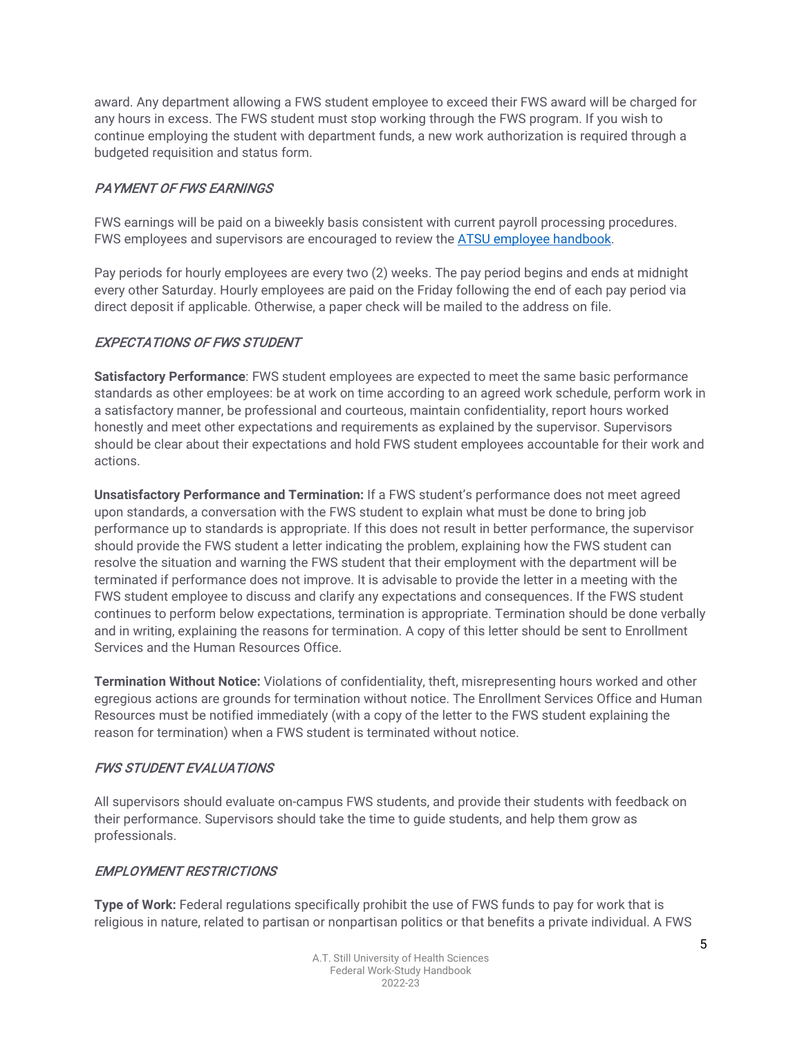award. Any department allowing a FWS student employee to exceed their FWS award will be charged for any hours in excess. The FWS student must stop working through the FWS program. If you wish to continue employing the student with department funds, a new work authorization is required through a budgeted requisition and status form.

### *PAYMENT OF FWS EARNINGS*

FWS earnings will be paid on a biweekly basis consistent with current payroll processing procedures. FWS employees and supervisors are encouraged to review the ATSU employee handbook.

Pay periods for hourly employees are every two (2) weeks. The pay period begins and ends at midnight every other Saturday. Hourly employees are paid on the Friday following the end of each pay period via direct deposit if applicable. Otherwise, a paper check will be mailed to the address on file.

### *EXPECTATIONS OF FWS STUDENT*

**Satisfactory Performance**: FWS student employees are expected to meet the same basic performance standards as other employees: be at work on time according to an agreed work schedule, perform work in a satisfactory manner, be professional and courteous, maintain confidentiality, report hours worked honestly and meet other expectations and requirements as explained by the supervisor. Supervisors should be clear about their expectations and hold FWS student employees accountable for their work and actions.

**Unsatisfactory Performance and Termination:** If a FWS student's performance does not meet agreed upon standards, a conversation with the FWS student to explain what must be done to bring job performance up to standards is appropriate. If this does not result in better performance, the supervisor should provide the FWS student a letter indicating the problem, explaining how the FWS student can resolve the situation and warning the FWS student that their employment with the department will be terminated if performance does not improve. It is advisable to provide the letter in a meeting with the FWS student employee to discuss and clarify any expectations and consequences. If the FWS student continues to perform below expectations, termination is appropriate. Termination should be done verbally and in writing, explaining the reasons for termination. A copy of this letter should be sent to Enrollment Services and the Human Resources Office.

**Termination Without Notice:** Violations of confidentiality, theft, misrepresenting hours worked and other egregious actions are grounds for termination without notice. The Enrollment Services Office and Human Resources must be notified immediately (with a copy of the letter to the FWS student explaining the reason for termination) when a FWS student is terminated without notice.

### *FWS STUDENT EVALUATIONS*

All supervisors should evaluate on-campus FWS students, and provide their students with feedback on their performance. Supervisors should take the time to guide students, and help them grow as professionals.

### *EMPLOYMENT RESTRICTIONS*

**Type of Work:** Federal regulations specifically prohibit the use of FWS funds to pay for work that is religious in nature, related to partisan or nonpartisan politics or that benefits a private individual. A FWS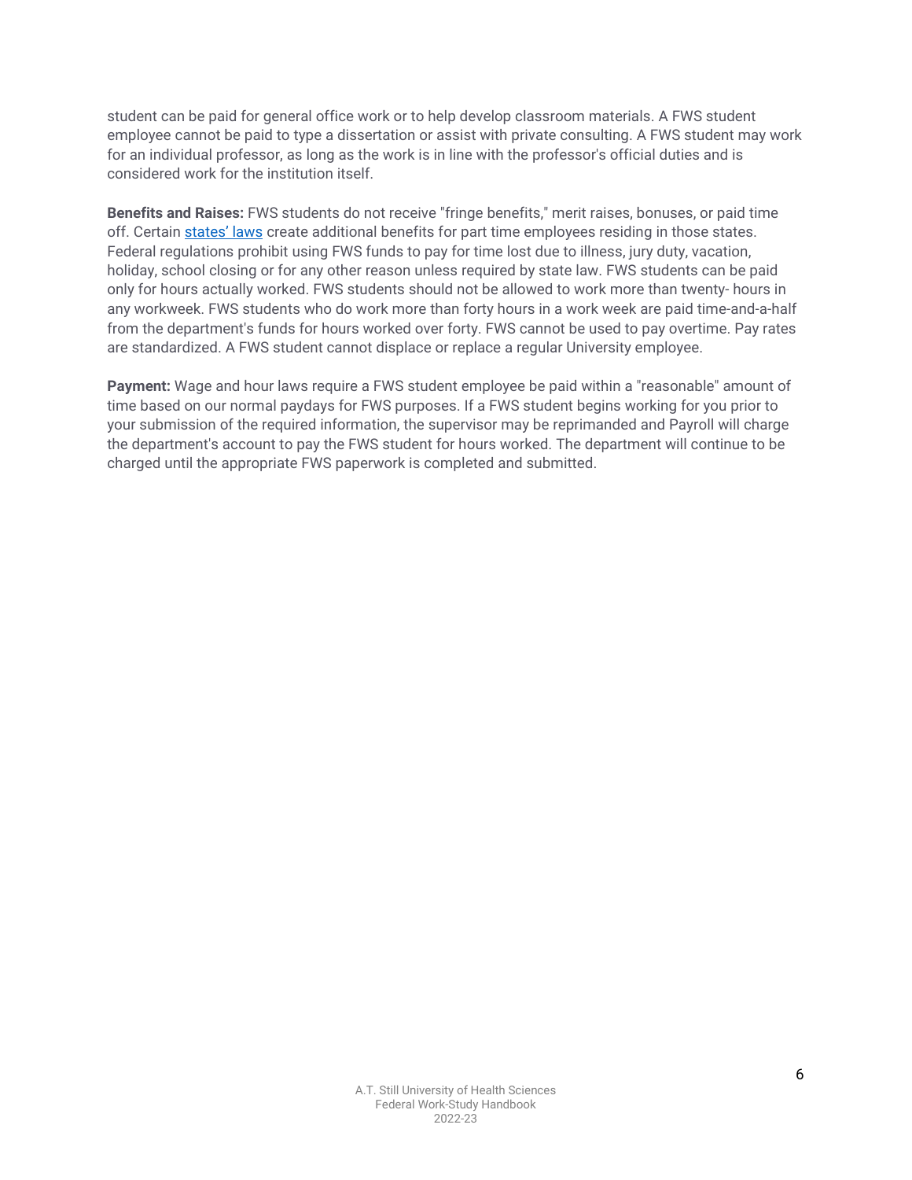student can be paid for general office work or to help develop classroom materials. A FWS student employee cannot be paid to type a dissertation or assist with private consulting. A FWS student may work for an individual professor, as long as the work is in line with the professor's official duties and is considered work for the institution itself.

**Benefits and Raises:** FWS students do not receive "fringe benefits," merit raises, bonuses, or paid time off. Certain [states' laws] create additional benefits for part time employees residing in those states. Federal regulations prohibit using FWS funds to pay for time lost due to illness, jury duty, vacation, holiday, school closing or for any other reason unless required by state law. FWS students can be paid only for hours actually worked. FWS students should not be allowed to work more than twenty- hours in any workweek. FWS students who do work more than forty hours in a work week are paid time-and-a-half from the department's funds for hours worked over forty. FWS cannot be used to pay overtime. Pay rates are standardized. A FWS student cannot displace or replace a regular University employee.

**Payment:** Wage and hour laws require a FWS student employee be paid within a "reasonable" amount of time based on our normal paydays for FWS purposes. If a FWS student begins working for you prior to your submission of the required information, the supervisor may be reprimanded and Payroll will charge the department's account to pay the FWS student for hours worked. The department will continue to be charged until the appropriate FWS paperwork is completed and submitted.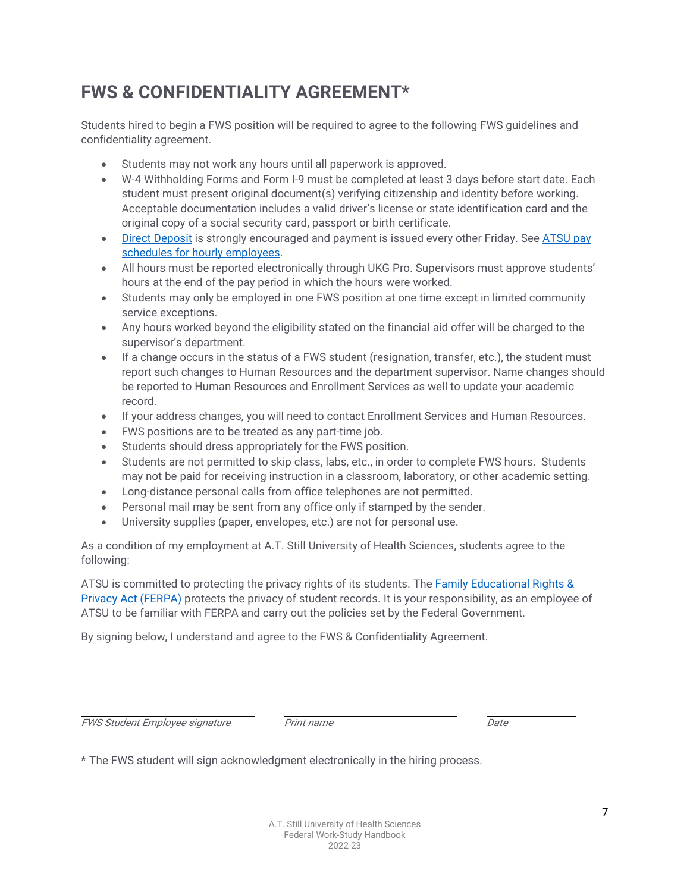# FWS & CONFIDENTIALITY AGREEMENT*

Students hired to begin a FWS position will be required to agree to the following FWS guidelines and confidentiality agreement.

- Students may not work any hours until all paperwork is approved.
- W-4 Withholding Forms and Form I-9 must be completed at least 3 days before start date. Each student must present original document(s) verifying citizenship and identity before working. Acceptable documentation includes a valid driver's license or state identification card and the original copy of a social security card, passport or birth certificate.
- Direct Deposit is strongly encouraged and payment is issued every other Friday. See ATSU pay schedules for hourly employees.
- All hours must be reported electronically through UKG Pro. Supervisors must approve students' hours at the end of the pay period in which the hours were worked.
- Students may only be employed in one FWS position at one time except in limited community service exceptions.
- Any hours worked beyond the eligibility stated on the financial aid offer will be charged to the supervisor's department.
- If a change occurs in the status of a FWS student (resignation, transfer, etc.), the student must report such changes to Human Resources and the department supervisor. Name changes should be reported to Human Resources and Enrollment Services as well to update your academic record.
- If your address changes, you will need to contact Enrollment Services and Human Resources.
- FWS positions are to be treated as any part-time job.
- Students should dress appropriately for the FWS position.
- Students are not permitted to skip class, labs, etc., in order to complete FWS hours. Students may not be paid for receiving instruction in a classroom, laboratory, or other academic setting.
- Long-distance personal calls from office telephones are not permitted.
- Personal mail may be sent from any office only if stamped by the sender.
- University supplies (paper, envelopes, etc.) are not for personal use.

As a condition of my employment at A.T. Still University of Health Sciences, students agree to the following:

ATSU is committed to protecting the privacy rights of its students. The Family Educational Rights & Privacy Act (FERPA) protects the privacy of student records. It is your responsibility, as an employee of ATSU to be familiar with FERPA and carry out the policies set by the Federal Government.

By signing below, I understand and agree to the FWS & Confidentiality Agreement.

| _______________________ | _______________________ | ____________ |
|---|---|---|
| *FWS Student Employee signature* | *Print name* | *Date* |

* The FWS student will sign acknowledgment electronically in the hiring process.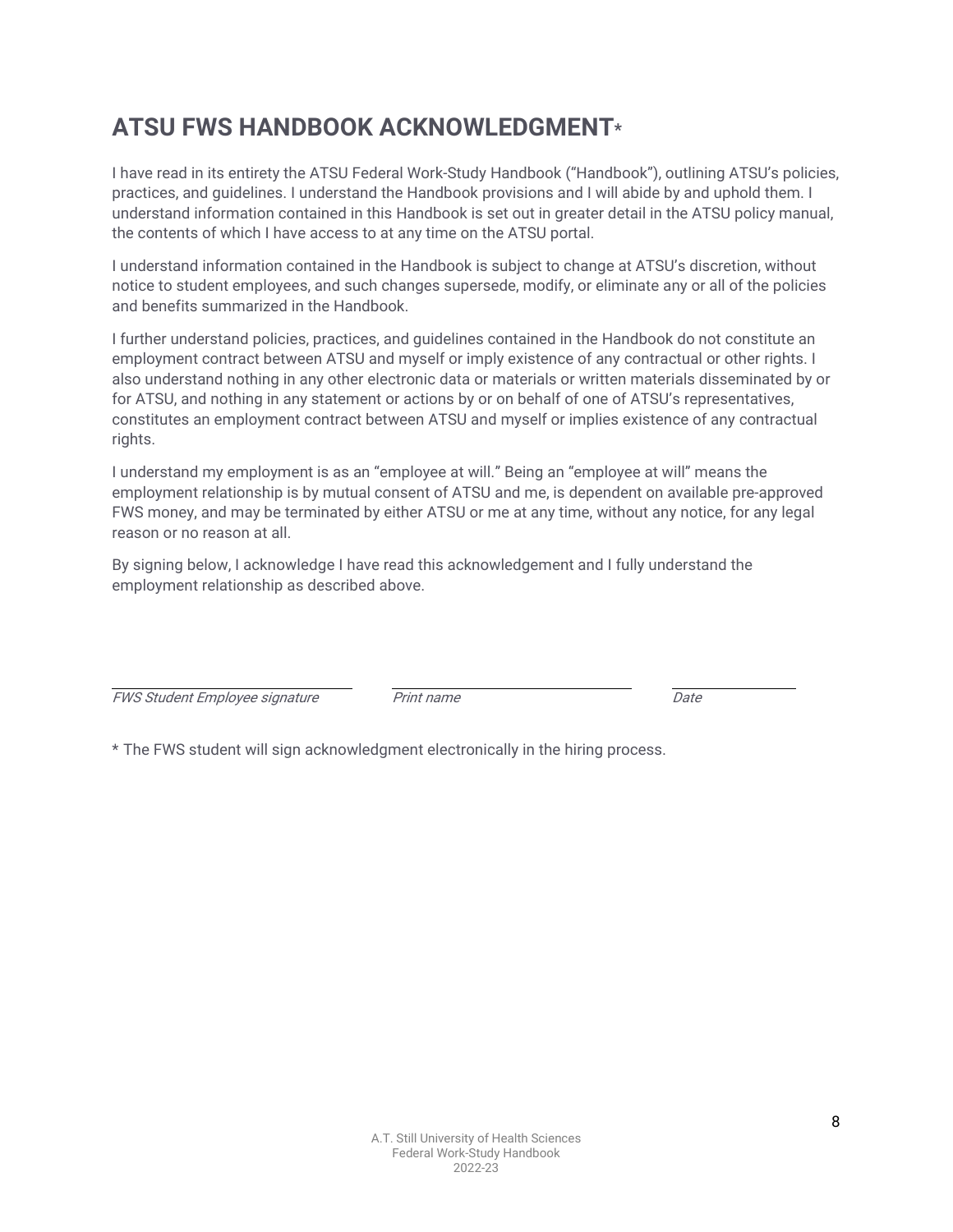# ATSU FWS HANDBOOK ACKNOWLEDGMENT*

I have read in its entirety the ATSU Federal Work-Study Handbook ("Handbook"), outlining ATSU's policies, practices, and guidelines. I understand the Handbook provisions and I will abide by and uphold them. I understand information contained in this Handbook is set out in greater detail in the ATSU policy manual, the contents of which I have access to at any time on the ATSU portal.

I understand information contained in the Handbook is subject to change at ATSU's discretion, without notice to student employees, and such changes supersede, modify, or eliminate any or all of the policies and benefits summarized in the Handbook.

I further understand policies, practices, and guidelines contained in the Handbook do not constitute an employment contract between ATSU and myself or imply existence of any contractual or other rights. I also understand nothing in any other electronic data or materials or written materials disseminated by or for ATSU, and nothing in any statement or actions by or on behalf of one of ATSU's representatives, constitutes an employment contract between ATSU and myself or implies existence of any contractual rights.

I understand my employment is as an "employee at will." Being an "employee at will" means the employment relationship is by mutual consent of ATSU and me, is dependent on available pre-approved FWS money, and may be terminated by either ATSU or me at any time, without any notice, for any legal reason or no reason at all.

By signing below, I acknowledge I have read this acknowledgement and I fully understand the employment relationship as described above.

| | | |
|---|---|---|
| _____________________ | _____________________ | __________ |
| *FWS Student Employee signature* | *Print name* | *Date* |

* The FWS student will sign acknowledgment electronically in the hiring process.